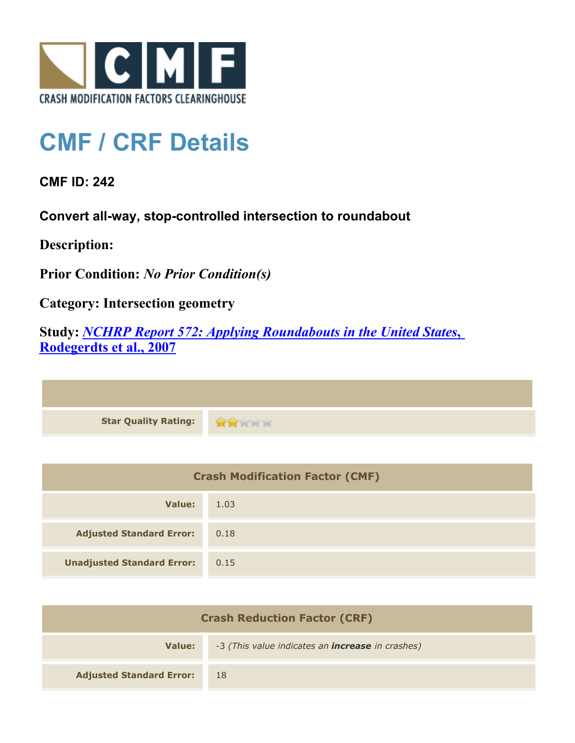CRASH MODIFICATION FACTORS CLEARINGHOUSE

# CMF / CRF Details

**CMF ID: 242**

**Convert all-way, stop-controlled intersection to roundabout**

**Description:**

**Prior Condition:** *No Prior Condition(s)*

**Category:** Intersection geometry

**Study:** *NCHRP Report 572: Applying Roundabouts in the United States, Rodegerdts et al., 2007*

| | |
|---|---|
| **Star Quality Rating:** | 2 of 5 stars |

| Crash Modification Factor (CMF) | |
|---|---|
| **Value:** | 1.03 |
| **Adjusted Standard Error:** | 0.18 |
| **Unadjusted Standard Error:** | 0.15 |

| Crash Reduction Factor (CRF) | |
|---|---|
| **Value:** | -3 *(This value indicates an **increase** in crashes)* |
| **Adjusted Standard Error:** | 18 |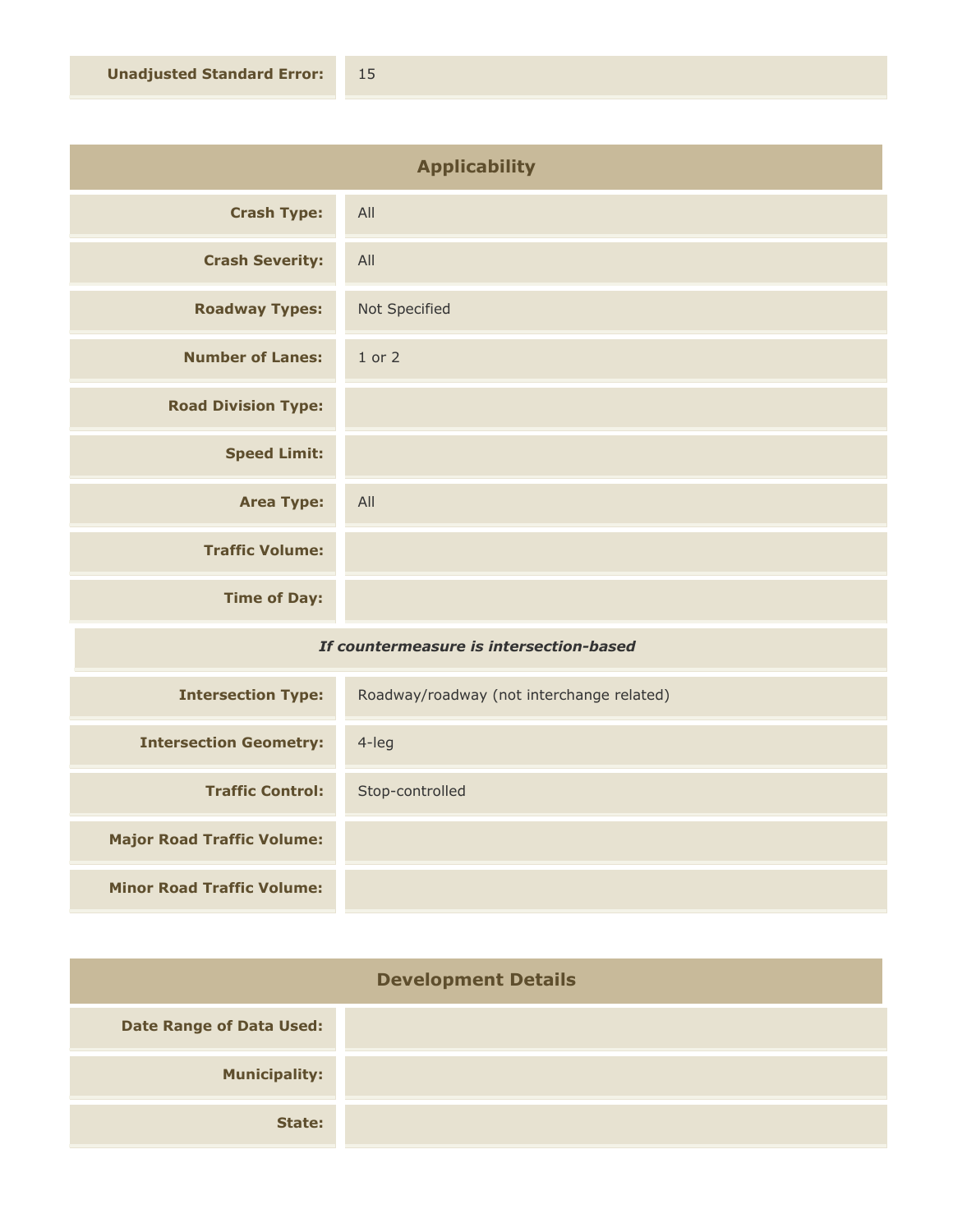| | |
|---|---|
| **Unadjusted Standard Error:** | 15 |

## Applicability

| | |
|---|---|
| **Crash Type:** | All |
| **Crash Severity:** | All |
| **Roadway Types:** | Not Specified |
| **Number of Lanes:** | 1 or 2 |
| **Road Division Type:** | |
| **Speed Limit:** | |
| **Area Type:** | All |
| **Traffic Volume:** | |
| **Time of Day:** | |
| ***If countermeasure is intersection-based*** | |
| **Intersection Type:** | Roadway/roadway (not interchange related) |
| **Intersection Geometry:** | 4-leg |
| **Traffic Control:** | Stop-controlled |
| **Major Road Traffic Volume:** | |
| **Minor Road Traffic Volume:** | |

## Development Details

| | |
|---|---|
| **Date Range of Data Used:** | |
| **Municipality:** | |
| **State:** | |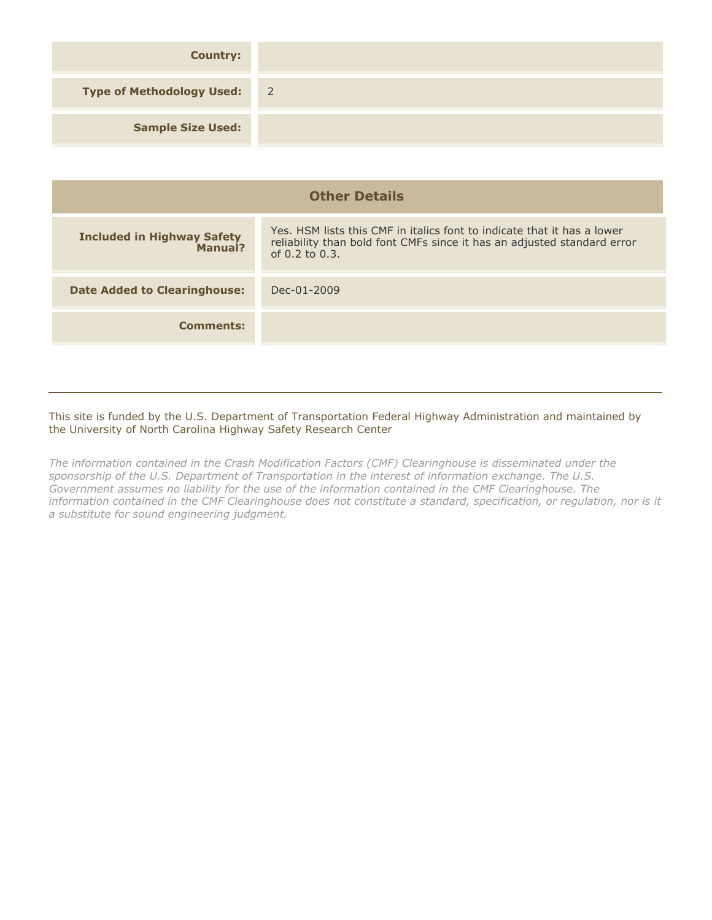| | |
|---|---|
| **Country:** | |
| **Type of Methodology Used:** | 2 |
| **Sample Size Used:** | |

## Other Details

| | |
|---|---|
| **Included in Highway Safety Manual?** | Yes. HSM lists this CMF in italics font to indicate that it has a lower reliability than bold font CMFs since it has an adjusted standard error of 0.2 to 0.3. |
| **Date Added to Clearinghouse:** | Dec-01-2009 |
| **Comments:** | |

---

This site is funded by the U.S. Department of Transportation Federal Highway Administration and maintained by the University of North Carolina Highway Safety Research Center

*The information contained in the Crash Modification Factors (CMF) Clearinghouse is disseminated under the sponsorship of the U.S. Department of Transportation in the interest of information exchange. The U.S. Government assumes no liability for the use of the information contained in the CMF Clearinghouse. The information contained in the CMF Clearinghouse does not constitute a standard, specification, or regulation, nor is it a substitute for sound engineering judgment.*